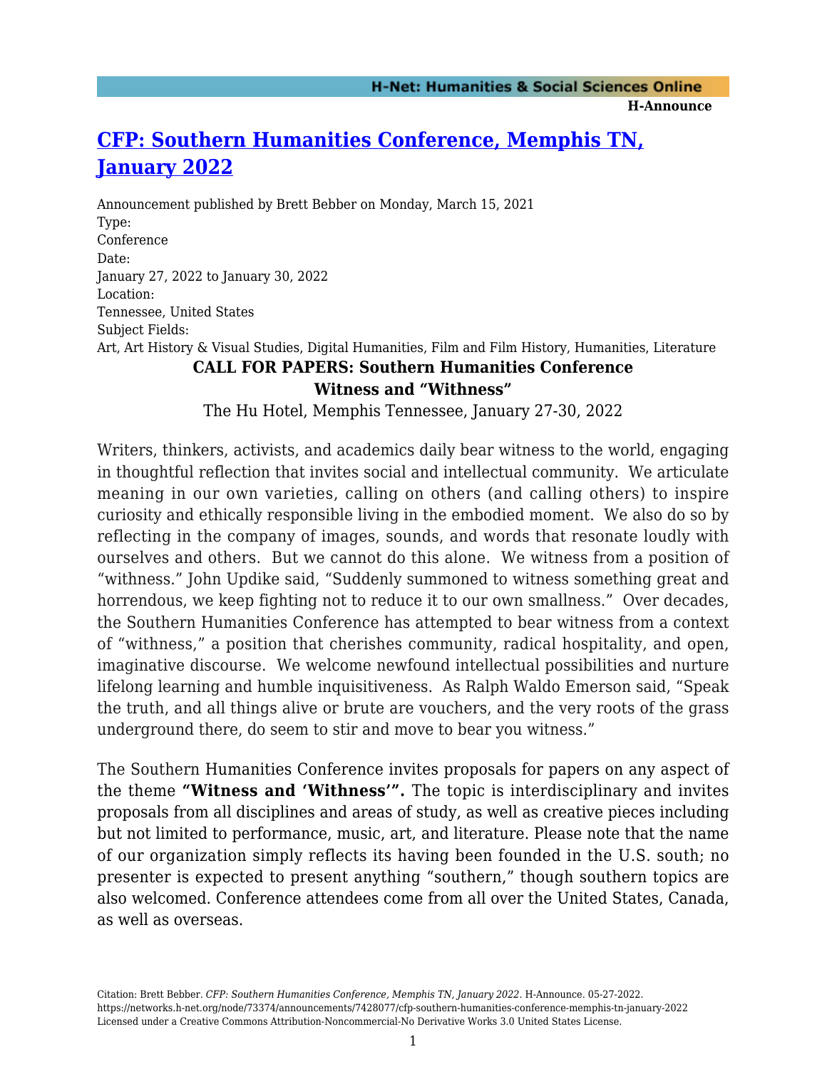# [CFP: Southern Humanities Conference, Memphis TN, January 2022](https://networks.h-net.org/node/73374/announcements/7428077/cfp-southern-humanities-conference-memphis-tn-january-2022)

Announcement published by Brett Bebber on Monday, March 15, 2021

Type:
Conference

Date:
January 27, 2022 to January 30, 2022

Location:
Tennessee, United States

Subject Fields:
Art, Art History & Visual Studies, Digital Humanities, Film and Film History, Humanities, Literature

**CALL FOR PAPERS: Southern Humanities Conference**

**Witness and "Withness"**

The Hu Hotel, Memphis Tennessee, January 27-30, 2022

Writers, thinkers, activists, and academics daily bear witness to the world, engaging in thoughtful reflection that invites social and intellectual community. We articulate meaning in our own varieties, calling on others (and calling others) to inspire curiosity and ethically responsible living in the embodied moment. We also do so by reflecting in the company of images, sounds, and words that resonate loudly with ourselves and others. But we cannot do this alone. We witness from a position of "withness." John Updike said, "Suddenly summoned to witness something great and horrendous, we keep fighting not to reduce it to our own smallness." Over decades, the Southern Humanities Conference has attempted to bear witness from a context of "withness," a position that cherishes community, radical hospitality, and open, imaginative discourse. We welcome newfound intellectual possibilities and nurture lifelong learning and humble inquisitiveness. As Ralph Waldo Emerson said, "Speak the truth, and all things alive or brute are vouchers, and the very roots of the grass underground there, do seem to stir and move to bear you witness."

The Southern Humanities Conference invites proposals for papers on any aspect of the theme **"Witness and 'Withness'".** The topic is interdisciplinary and invites proposals from all disciplines and areas of study, as well as creative pieces including but not limited to performance, music, art, and literature. Please note that the name of our organization simply reflects its having been founded in the U.S. south; no presenter is expected to present anything "southern," though southern topics are also welcomed. Conference attendees come from all over the United States, Canada, as well as overseas.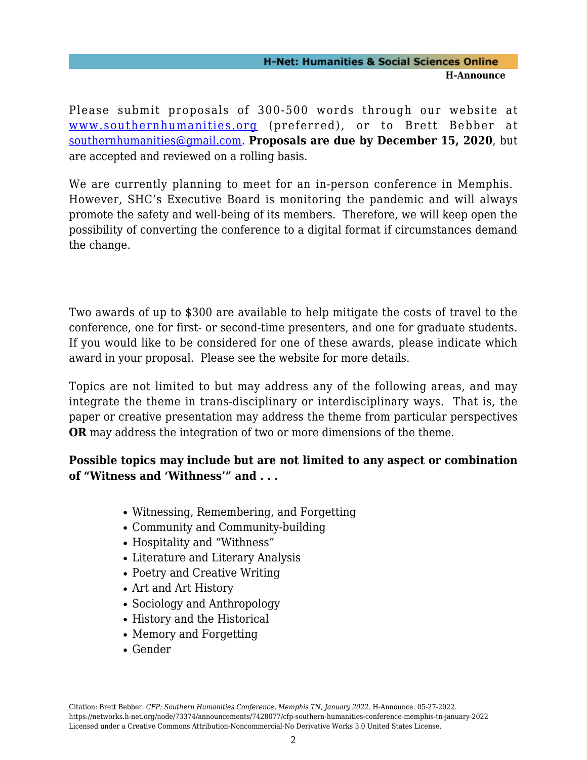Please submit proposals of 300-500 words through our website at [www.southernhumanities.org](http://www.southernhumanities.org) (preferred), or to Brett Bebber at [southernhumanities@gmail.com](mailto:southernhumanities@gmail.com). **Proposals are due by December 15, 2020**, but are accepted and reviewed on a rolling basis.

We are currently planning to meet for an in-person conference in Memphis. However, SHC's Executive Board is monitoring the pandemic and will always promote the safety and well-being of its members. Therefore, we will keep open the possibility of converting the conference to a digital format if circumstances demand the change.

Two awards of up to $300 are available to help mitigate the costs of travel to the conference, one for first- or second-time presenters, and one for graduate students. If you would like to be considered for one of these awards, please indicate which award in your proposal. Please see the website for more details.

Topics are not limited to but may address any of the following areas, and may integrate the theme in trans-disciplinary or interdisciplinary ways. That is, the paper or creative presentation may address the theme from particular perspectives **OR** may address the integration of two or more dimensions of the theme.

**Possible topics may include but are not limited to any aspect or combination of "Witness and 'Withness'" and . . .**

- Witnessing, Remembering, and Forgetting
- Community and Community-building
- Hospitality and "Withness"
- Literature and Literary Analysis
- Poetry and Creative Writing
- Art and Art History
- Sociology and Anthropology
- History and the Historical
- Memory and Forgetting
- Gender

Citation: Brett Bebber. *CFP: Southern Humanities Conference, Memphis TN, January 2022*. H-Announce. 05-27-2022. https://networks.h-net.org/node/73374/announcements/7428077/cfp-southern-humanities-conference-memphis-tn-january-2022 Licensed under a Creative Commons Attribution-Noncommercial-No Derivative Works 3.0 United States License.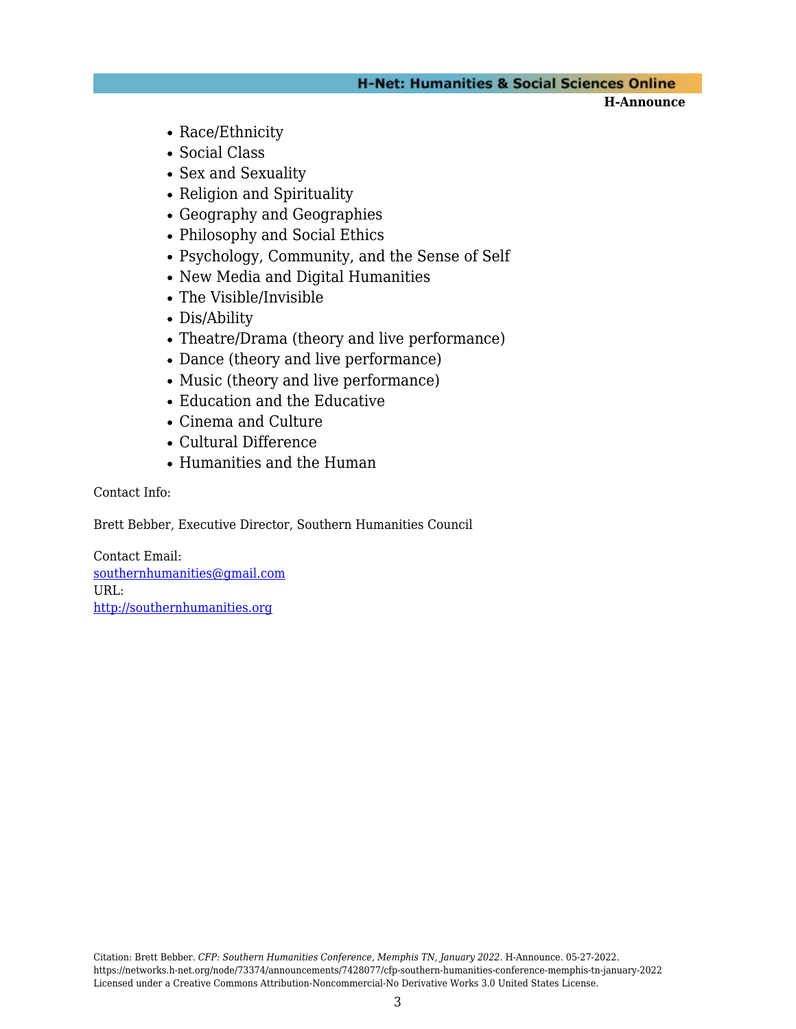- Race/Ethnicity
- Social Class
- Sex and Sexuality
- Religion and Spirituality
- Geography and Geographies
- Philosophy and Social Ethics
- Psychology, Community, and the Sense of Self
- New Media and Digital Humanities
- The Visible/Invisible
- Dis/Ability
- Theatre/Drama (theory and live performance)
- Dance (theory and live performance)
- Music (theory and live performance)
- Education and the Educative
- Cinema and Culture
- Cultural Difference
- Humanities and the Human

Contact Info:

Brett Bebber, Executive Director, Southern Humanities Council

Contact Email:
southernhumanities@gmail.com
URL:
http://southernhumanities.org

Citation: Brett Bebber. *CFP: Southern Humanities Conference, Memphis TN, January 2022*. H-Announce. 05-27-2022.
https://networks.h-net.org/node/73374/announcements/7428077/cfp-southern-humanities-conference-memphis-tn-january-2022
Licensed under a Creative Commons Attribution-Noncommercial-No Derivative Works 3.0 United States License.